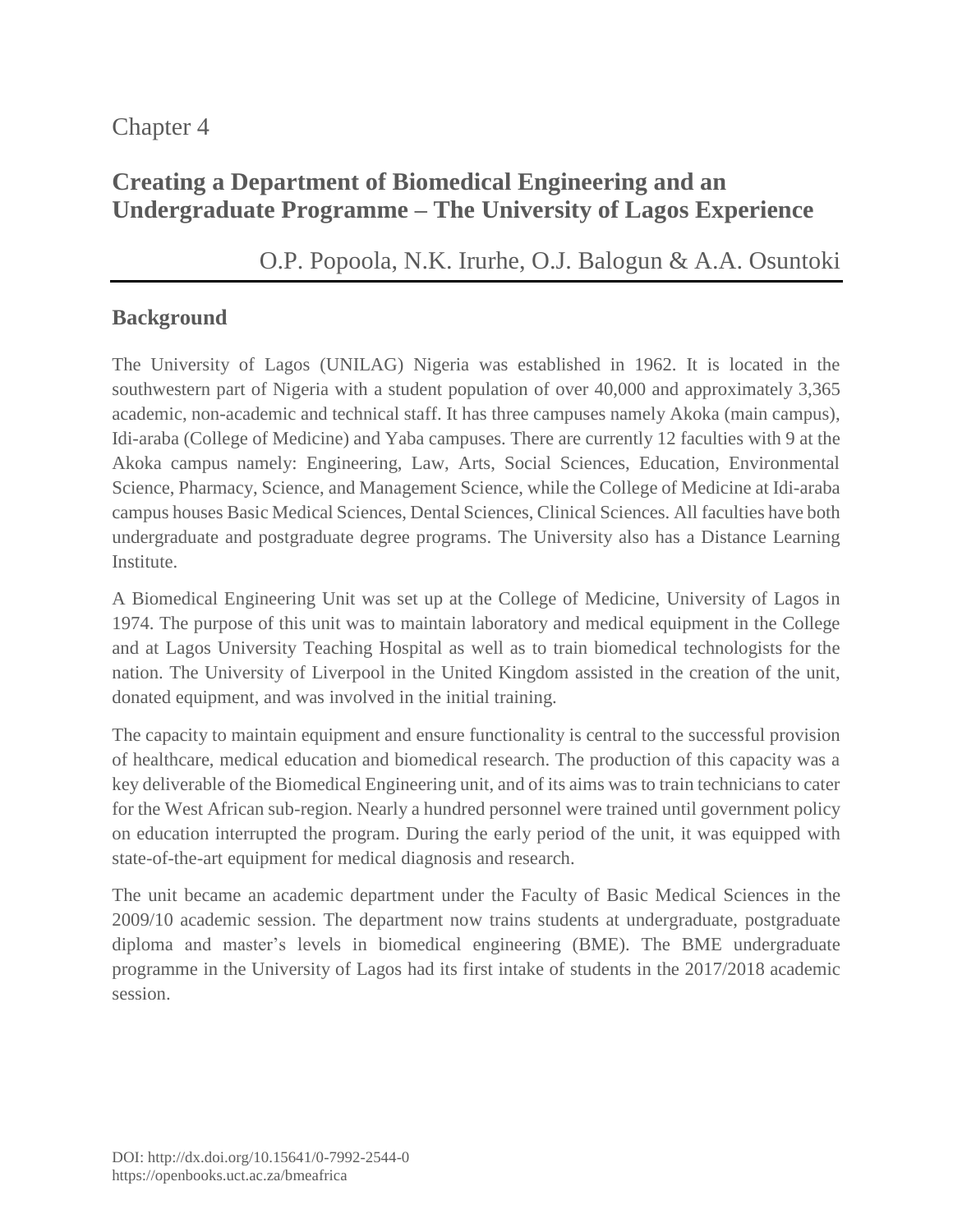Chapter 4

# Creating a Department of Biomedical Engineering and an Undergraduate Programme – The University of Lagos Experience

O.P. Popoola, N.K. Irurhe, O.J. Balogun & A.A. Osuntoki

## Background

The University of Lagos (UNILAG) Nigeria was established in 1962. It is located in the southwestern part of Nigeria with a student population of over 40,000 and approximately 3,365 academic, non-academic and technical staff. It has three campuses namely Akoka (main campus), Idi-araba (College of Medicine) and Yaba campuses. There are currently 12 faculties with 9 at the Akoka campus namely: Engineering, Law, Arts, Social Sciences, Education, Environmental Science, Pharmacy, Science, and Management Science, while the College of Medicine at Idi-araba campus houses Basic Medical Sciences, Dental Sciences, Clinical Sciences. All faculties have both undergraduate and postgraduate degree programs. The University also has a Distance Learning Institute.

A Biomedical Engineering Unit was set up at the College of Medicine, University of Lagos in 1974. The purpose of this unit was to maintain laboratory and medical equipment in the College and at Lagos University Teaching Hospital as well as to train biomedical technologists for the nation. The University of Liverpool in the United Kingdom assisted in the creation of the unit, donated equipment, and was involved in the initial training.

The capacity to maintain equipment and ensure functionality is central to the successful provision of healthcare, medical education and biomedical research. The production of this capacity was a key deliverable of the Biomedical Engineering unit, and of its aims was to train technicians to cater for the West African sub-region. Nearly a hundred personnel were trained until government policy on education interrupted the program. During the early period of the unit, it was equipped with state-of-the-art equipment for medical diagnosis and research.

The unit became an academic department under the Faculty of Basic Medical Sciences in the 2009/10 academic session. The department now trains students at undergraduate, postgraduate diploma and master's levels in biomedical engineering (BME). The BME undergraduate programme in the University of Lagos had its first intake of students in the 2017/2018 academic session.

DOI: http://dx.doi.org/10.15641/0-7992-2544-0
https://openbooks.uct.ac.za/bmeafrica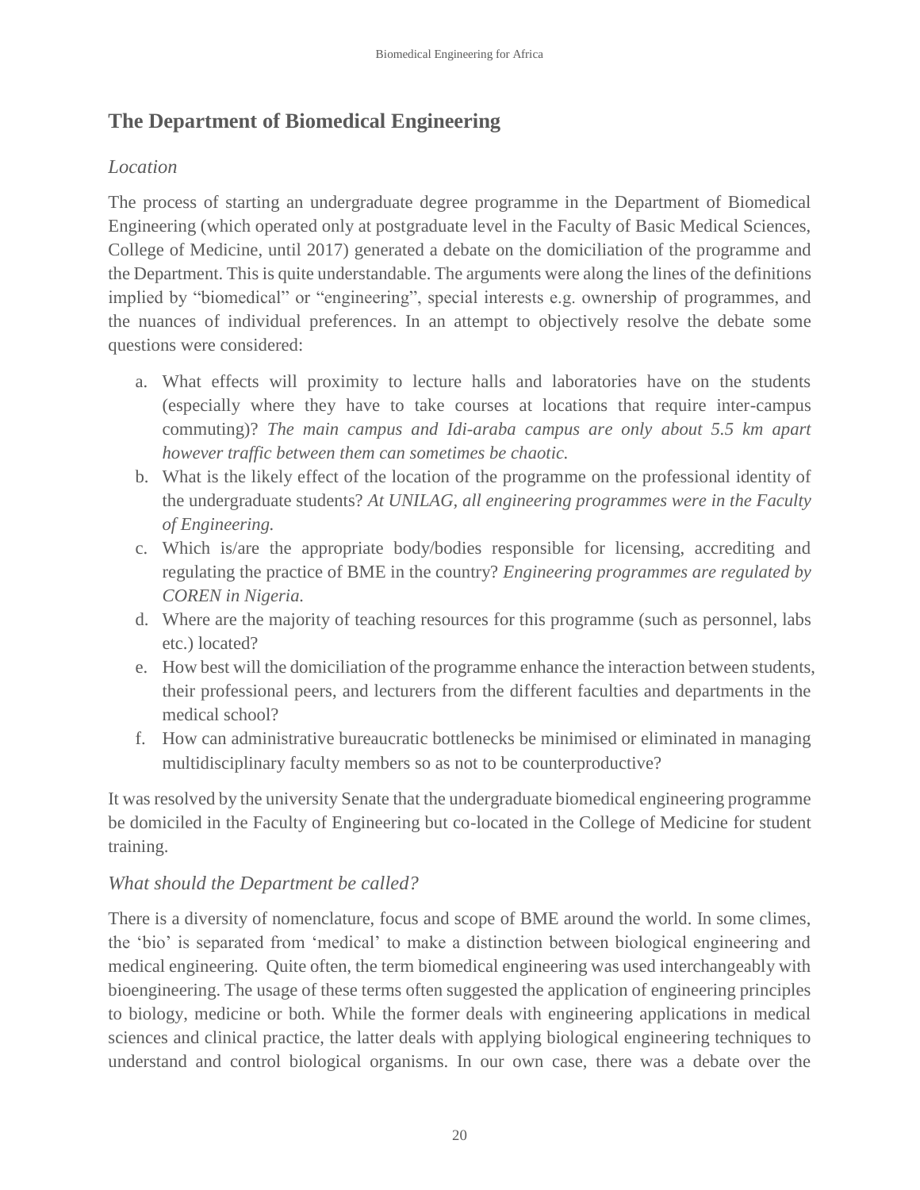## The Department of Biomedical Engineering

### *Location*

The process of starting an undergraduate degree programme in the Department of Biomedical Engineering (which operated only at postgraduate level in the Faculty of Basic Medical Sciences, College of Medicine, until 2017) generated a debate on the domiciliation of the programme and the Department. This is quite understandable. The arguments were along the lines of the definitions implied by "biomedical" or "engineering", special interests e.g. ownership of programmes, and the nuances of individual preferences. In an attempt to objectively resolve the debate some questions were considered:

a. What effects will proximity to lecture halls and laboratories have on the students (especially where they have to take courses at locations that require inter-campus commuting)? *The main campus and Idi-araba campus are only about 5.5 km apart however traffic between them can sometimes be chaotic.*
b. What is the likely effect of the location of the programme on the professional identity of the undergraduate students? *At UNILAG, all engineering programmes were in the Faculty of Engineering.*
c. Which is/are the appropriate body/bodies responsible for licensing, accrediting and regulating the practice of BME in the country? *Engineering programmes are regulated by COREN in Nigeria.*
d. Where are the majority of teaching resources for this programme (such as personnel, labs etc.) located?
e. How best will the domiciliation of the programme enhance the interaction between students, their professional peers, and lecturers from the different faculties and departments in the medical school?
f. How can administrative bureaucratic bottlenecks be minimised or eliminated in managing multidisciplinary faculty members so as not to be counterproductive?

It was resolved by the university Senate that the undergraduate biomedical engineering programme be domiciled in the Faculty of Engineering but co-located in the College of Medicine for student training.

### *What should the Department be called?*

There is a diversity of nomenclature, focus and scope of BME around the world. In some climes, the 'bio' is separated from 'medical' to make a distinction between biological engineering and medical engineering. Quite often, the term biomedical engineering was used interchangeably with bioengineering. The usage of these terms often suggested the application of engineering principles to biology, medicine or both. While the former deals with engineering applications in medical sciences and clinical practice, the latter deals with applying biological engineering techniques to understand and control biological organisms. In our own case, there was a debate over the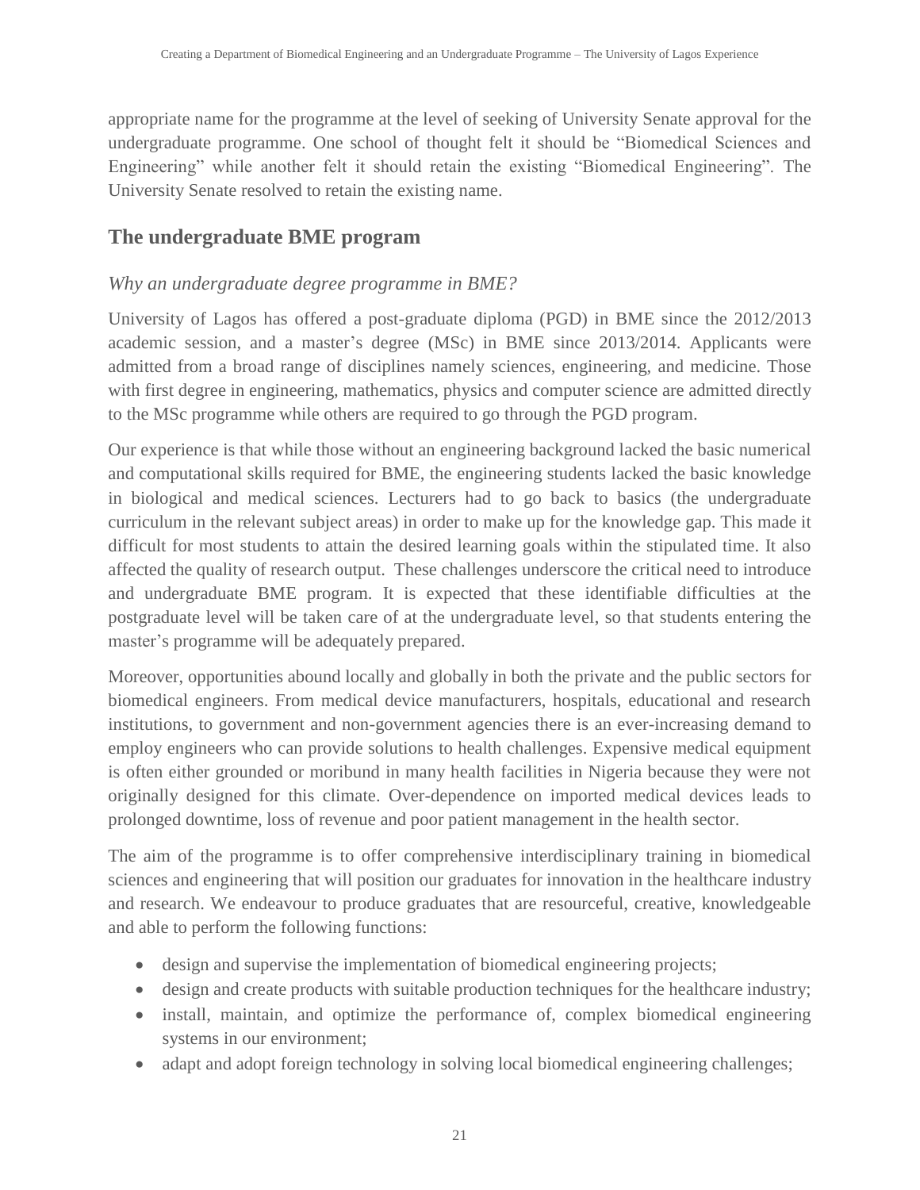appropriate name for the programme at the level of seeking of University Senate approval for the undergraduate programme. One school of thought felt it should be "Biomedical Sciences and Engineering" while another felt it should retain the existing "Biomedical Engineering". The University Senate resolved to retain the existing name.

## The undergraduate BME program

### *Why an undergraduate degree programme in BME?*

University of Lagos has offered a post-graduate diploma (PGD) in BME since the 2012/2013 academic session, and a master's degree (MSc) in BME since 2013/2014. Applicants were admitted from a broad range of disciplines namely sciences, engineering, and medicine. Those with first degree in engineering, mathematics, physics and computer science are admitted directly to the MSc programme while others are required to go through the PGD program.

Our experience is that while those without an engineering background lacked the basic numerical and computational skills required for BME, the engineering students lacked the basic knowledge in biological and medical sciences. Lecturers had to go back to basics (the undergraduate curriculum in the relevant subject areas) in order to make up for the knowledge gap. This made it difficult for most students to attain the desired learning goals within the stipulated time. It also affected the quality of research output. These challenges underscore the critical need to introduce and undergraduate BME program. It is expected that these identifiable difficulties at the postgraduate level will be taken care of at the undergraduate level, so that students entering the master's programme will be adequately prepared.

Moreover, opportunities abound locally and globally in both the private and the public sectors for biomedical engineers. From medical device manufacturers, hospitals, educational and research institutions, to government and non-government agencies there is an ever-increasing demand to employ engineers who can provide solutions to health challenges. Expensive medical equipment is often either grounded or moribund in many health facilities in Nigeria because they were not originally designed for this climate. Over-dependence on imported medical devices leads to prolonged downtime, loss of revenue and poor patient management in the health sector.

The aim of the programme is to offer comprehensive interdisciplinary training in biomedical sciences and engineering that will position our graduates for innovation in the healthcare industry and research. We endeavour to produce graduates that are resourceful, creative, knowledgeable and able to perform the following functions:

- design and supervise the implementation of biomedical engineering projects;
- design and create products with suitable production techniques for the healthcare industry;
- install, maintain, and optimize the performance of, complex biomedical engineering systems in our environment;
- adapt and adopt foreign technology in solving local biomedical engineering challenges;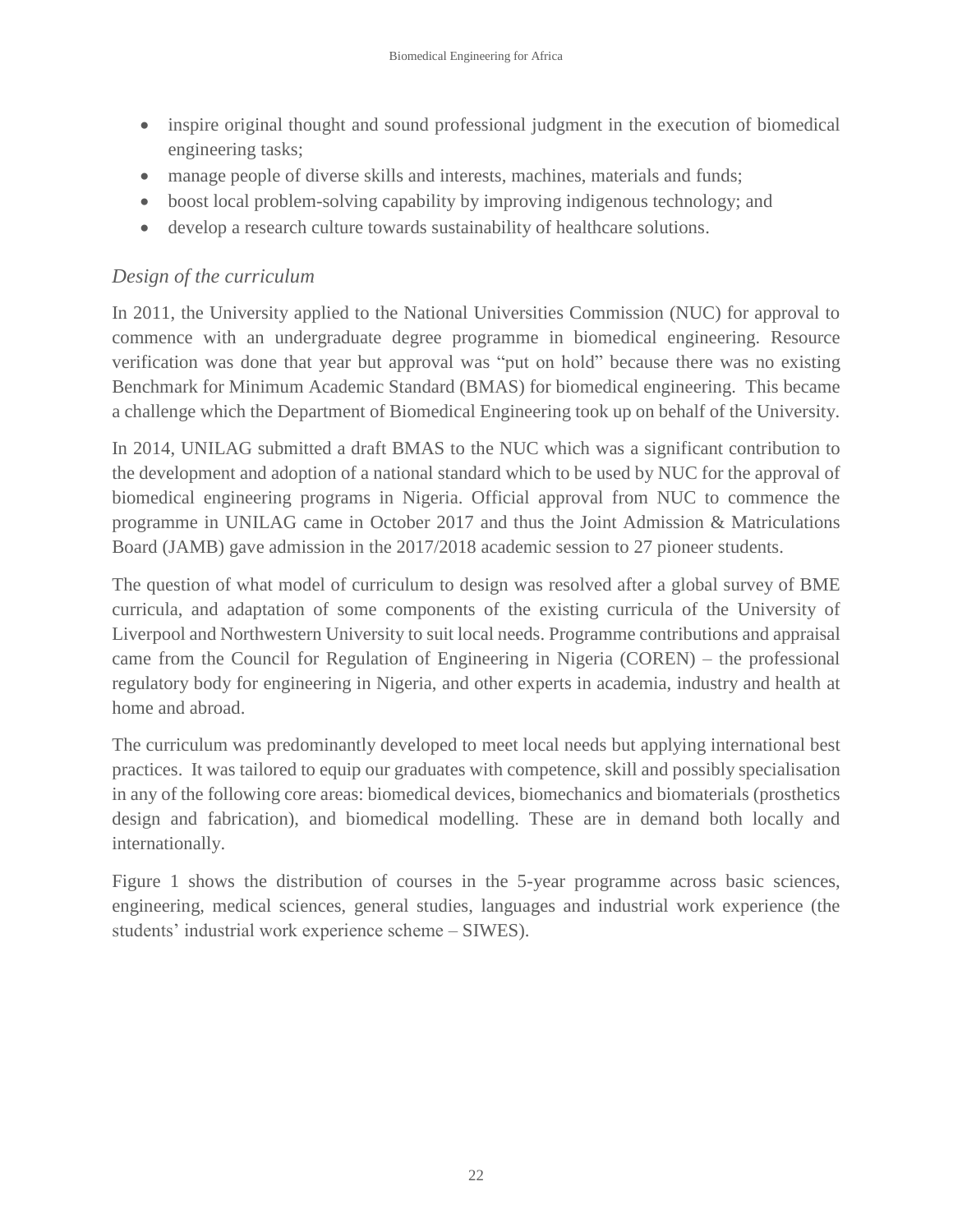- inspire original thought and sound professional judgment in the execution of biomedical engineering tasks;
- manage people of diverse skills and interests, machines, materials and funds;
- boost local problem-solving capability by improving indigenous technology; and
- develop a research culture towards sustainability of healthcare solutions.

### *Design of the curriculum*

In 2011, the University applied to the National Universities Commission (NUC) for approval to commence with an undergraduate degree programme in biomedical engineering. Resource verification was done that year but approval was "put on hold" because there was no existing Benchmark for Minimum Academic Standard (BMAS) for biomedical engineering. This became a challenge which the Department of Biomedical Engineering took up on behalf of the University.

In 2014, UNILAG submitted a draft BMAS to the NUC which was a significant contribution to the development and adoption of a national standard which to be used by NUC for the approval of biomedical engineering programs in Nigeria. Official approval from NUC to commence the programme in UNILAG came in October 2017 and thus the Joint Admission & Matriculations Board (JAMB) gave admission in the 2017/2018 academic session to 27 pioneer students.

The question of what model of curriculum to design was resolved after a global survey of BME curricula, and adaptation of some components of the existing curricula of the University of Liverpool and Northwestern University to suit local needs. Programme contributions and appraisal came from the Council for Regulation of Engineering in Nigeria (COREN) – the professional regulatory body for engineering in Nigeria, and other experts in academia, industry and health at home and abroad.

The curriculum was predominantly developed to meet local needs but applying international best practices. It was tailored to equip our graduates with competence, skill and possibly specialisation in any of the following core areas: biomedical devices, biomechanics and biomaterials (prosthetics design and fabrication), and biomedical modelling. These are in demand both locally and internationally.

Figure 1 shows the distribution of courses in the 5-year programme across basic sciences, engineering, medical sciences, general studies, languages and industrial work experience (the students' industrial work experience scheme – SIWES).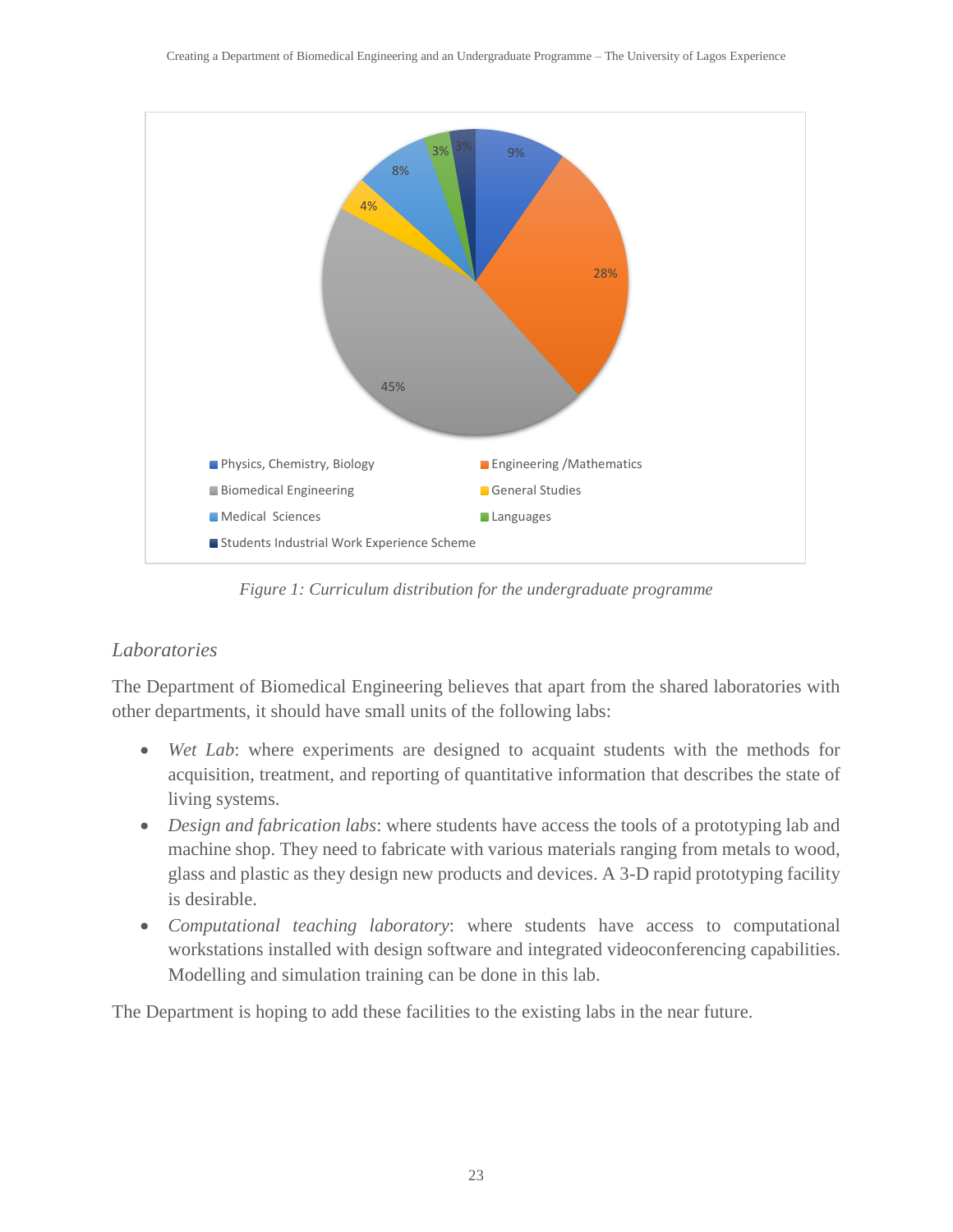*Figure 1: Curriculum distribution for the undergraduate programme*

### *Laboratories*

The Department of Biomedical Engineering believes that apart from the shared laboratories with other departments, it should have small units of the following labs:

- *Wet Lab*: where experiments are designed to acquaint students with the methods for acquisition, treatment, and reporting of quantitative information that describes the state of living systems.
- *Design and fabrication labs*: where students have access the tools of a prototyping lab and machine shop. They need to fabricate with various materials ranging from metals to wood, glass and plastic as they design new products and devices. A 3-D rapid prototyping facility is desirable.
- *Computational teaching laboratory*: where students have access to computational workstations installed with design software and integrated videoconferencing capabilities. Modelling and simulation training can be done in this lab.

The Department is hoping to add these facilities to the existing labs in the near future.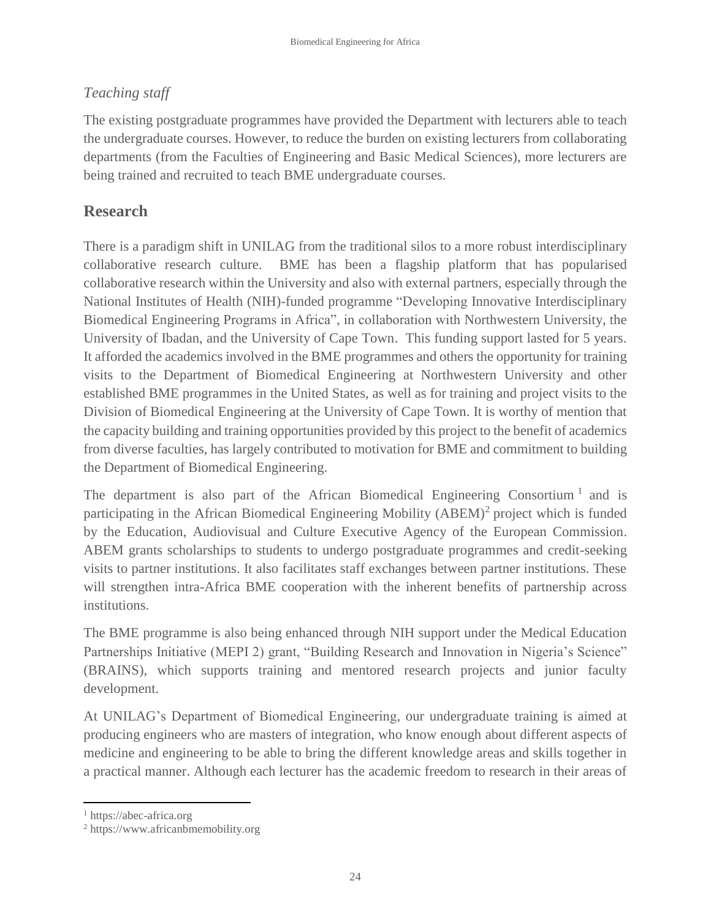*Teaching staff*

The existing postgraduate programmes have provided the Department with lecturers able to teach the undergraduate courses. However, to reduce the burden on existing lecturers from collaborating departments (from the Faculties of Engineering and Basic Medical Sciences), more lecturers are being trained and recruited to teach BME undergraduate courses.

## Research

There is a paradigm shift in UNILAG from the traditional silos to a more robust interdisciplinary collaborative research culture. BME has been a flagship platform that has popularised collaborative research within the University and also with external partners, especially through the National Institutes of Health (NIH)-funded programme "Developing Innovative Interdisciplinary Biomedical Engineering Programs in Africa", in collaboration with Northwestern University, the University of Ibadan, and the University of Cape Town. This funding support lasted for 5 years. It afforded the academics involved in the BME programmes and others the opportunity for training visits to the Department of Biomedical Engineering at Northwestern University and other established BME programmes in the United States, as well as for training and project visits to the Division of Biomedical Engineering at the University of Cape Town. It is worthy of mention that the capacity building and training opportunities provided by this project to the benefit of academics from diverse faculties, has largely contributed to motivation for BME and commitment to building the Department of Biomedical Engineering.

The department is also part of the African Biomedical Engineering Consortium [1] and is participating in the African Biomedical Engineering Mobility (ABEM)[2] project which is funded by the Education, Audiovisual and Culture Executive Agency of the European Commission. ABEM grants scholarships to students to undergo postgraduate programmes and credit-seeking visits to partner institutions. It also facilitates staff exchanges between partner institutions. These will strengthen intra-Africa BME cooperation with the inherent benefits of partnership across institutions.

The BME programme is also being enhanced through NIH support under the Medical Education Partnerships Initiative (MEPI 2) grant, "Building Research and Innovation in Nigeria's Science" (BRAINS), which supports training and mentored research projects and junior faculty development.

At UNILAG's Department of Biomedical Engineering, our undergraduate training is aimed at producing engineers who are masters of integration, who know enough about different aspects of medicine and engineering to be able to bring the different knowledge areas and skills together in a practical manner. Although each lecturer has the academic freedom to research in their areas of

---

[1] https://abec-africa.org

[2] https://www.africanbmemobility.org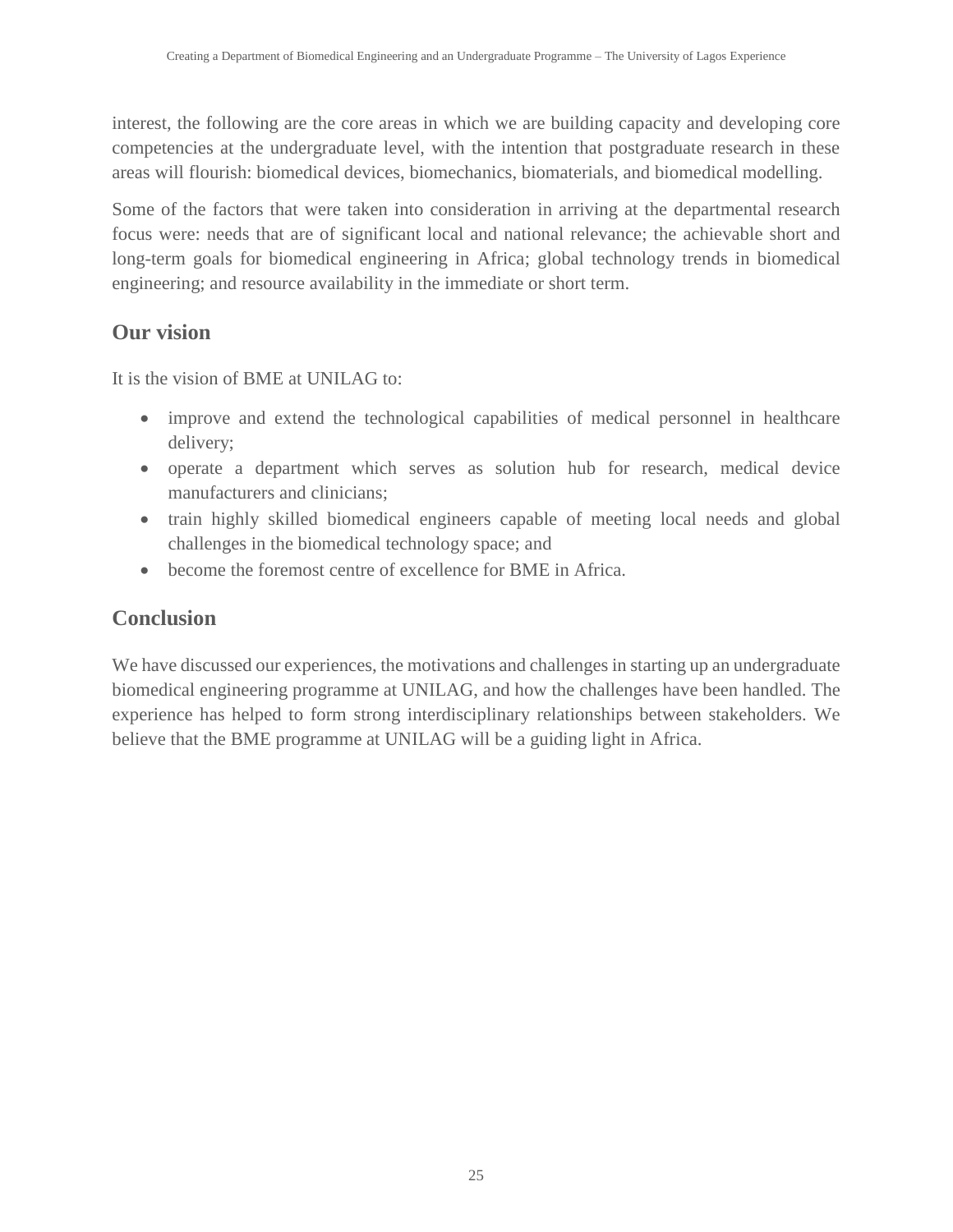interest, the following are the core areas in which we are building capacity and developing core competencies at the undergraduate level, with the intention that postgraduate research in these areas will flourish: biomedical devices, biomechanics, biomaterials, and biomedical modelling.

Some of the factors that were taken into consideration in arriving at the departmental research focus were: needs that are of significant local and national relevance; the achievable short and long-term goals for biomedical engineering in Africa; global technology trends in biomedical engineering; and resource availability in the immediate or short term.

## Our vision

It is the vision of BME at UNILAG to:

- improve and extend the technological capabilities of medical personnel in healthcare delivery;
- operate a department which serves as solution hub for research, medical device manufacturers and clinicians;
- train highly skilled biomedical engineers capable of meeting local needs and global challenges in the biomedical technology space; and
- become the foremost centre of excellence for BME in Africa.

## Conclusion

We have discussed our experiences, the motivations and challenges in starting up an undergraduate biomedical engineering programme at UNILAG, and how the challenges have been handled. The experience has helped to form strong interdisciplinary relationships between stakeholders. We believe that the BME programme at UNILAG will be a guiding light in Africa.